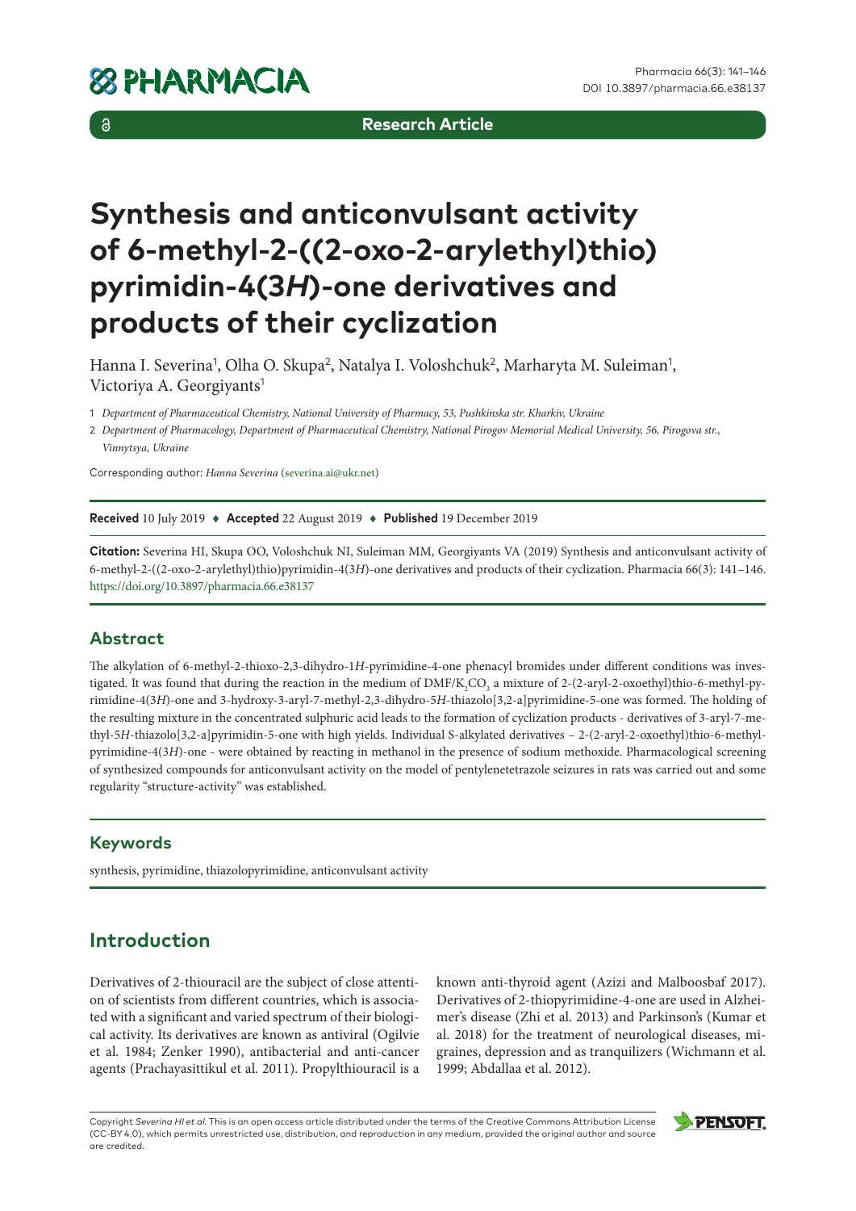Research Article

# Synthesis and anticonvulsant activity of 6-methyl-2-((2-oxo-2-arylethyl)thio)pyrimidin-4(3*H*)-one derivatives and products of their cyclization

Hanna I. Severina[1], Olha O. Skupa[2], Natalya I. Voloshchuk[2], Marharyta M. Suleiman[1], Victoriya A. Georgiyants[1]

1 *Department of Pharmaceutical Chemistry, National University of Pharmacy, 53, Pushkinska str. Kharkiv, Ukraine*

2 *Department of Pharmacology, Department of Pharmaceutical Chemistry, National Pirogov Memorial Medical University, 56, Pirogova str., Vinnytsya, Ukraine*

Corresponding author: *Hanna Severina* (severina.ai@ukr.net)

**Received** 10 July 2019 ♦ **Accepted** 22 August 2019 ♦ **Published** 19 December 2019

**Citation:** Severina HI, Skupa OO, Voloshchuk NI, Suleiman MM, Georgiyants VA (2019) Synthesis and anticonvulsant activity of 6-methyl-2-((2-oxo-2-arylethyl)thio)pyrimidin-4(3*H*)-one derivatives and products of their cyclization. Pharmacia 66(3): 141–146. https://doi.org/10.3897/pharmacia.66.e38137

## Abstract

The alkylation of 6-methyl-2-thioxo-2,3-dihydro-1*H*-pyrimidine-4-one phenacyl bromides under different conditions was investigated. It was found that during the reaction in the medium of DMF/$K_2CO_3$ a mixture of 2-(2-aryl-2-oxoethyl)thio-6-methyl-pyrimidine-4(3*H*)-one and 3-hydroxy-3-aryl-7-methyl-2,3-dihydro-5*H*-thiazolo[3,2-a]pyrimidine-5-one was formed. The holding of the resulting mixture in the concentrated sulphuric acid leads to the formation of cyclization products - derivatives of 3-aryl-7-methyl-5*H*-thiazolo[3,2-a]pyrimidin-5-one with high yields. Individual S-alkylated derivatives – 2-(2-aryl-2-oxoethyl)thio-6-methyl-pyrimidine-4(3*H*)-one - were obtained by reacting in methanol in the presence of sodium methoxide. Pharmacological screening of synthesized compounds for anticonvulsant activity on the model of pentylenetetrazole seizures in rats was carried out and some regularity "structure-activity" was established.

## Keywords

synthesis, pyrimidine, thiazolopyrimidine, anticonvulsant activity

## Introduction

Derivatives of 2-thiouracil are the subject of close attention of scientists from different countries, which is associated with a significant and varied spectrum of their biological activity. Its derivatives are known as antiviral (Ogilvie et al. 1984; Zenker 1990), antibacterial and anti-cancer agents (Prachayasittikul et al. 2011). Propylthiouracil is a known anti-thyroid agent (Azizi and Malboosbaf 2017). Derivatives of 2-thiopyrimidine-4-one are used in Alzheimer's disease (Zhi et al. 2013) and Parkinson's (Kumar et al. 2018) for the treatment of neurological diseases, migraines, depression and as tranquilizers (Wichmann et al. 1999; Abdallaa et al. 2012).

Copyright *Severina HI et al.* This is an open access article distributed under the terms of the Creative Commons Attribution License (CC-BY 4.0), which permits unrestricted use, distribution, and reproduction in any medium, provided the original author and source are credited.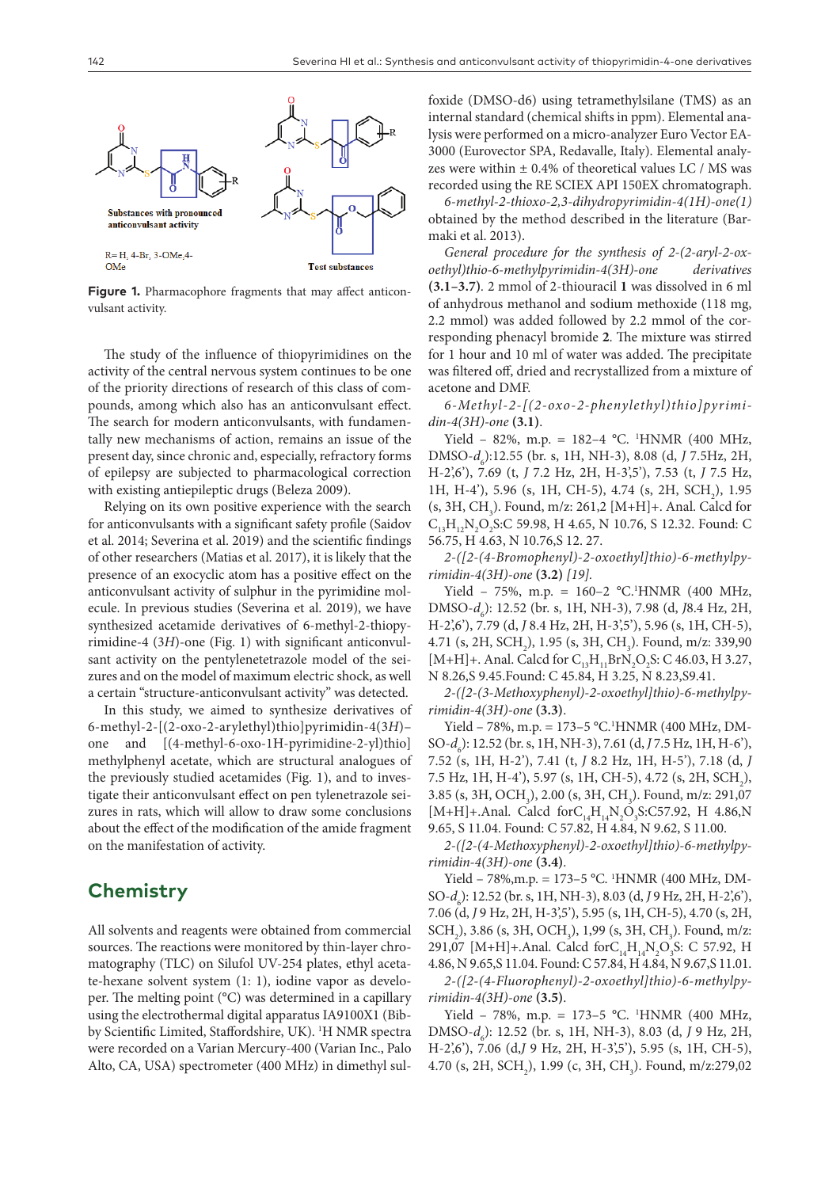Substances with pronounced anticonvulsant activity

R= H, 4-Br, 3-OMe,4-OMe

Test substances

**Figure 1.** Pharmacophore fragments that may affect anticonvulsant activity.

The study of the influence of thiopyrimidines on the activity of the central nervous system continues to be one of the priority directions of research of this class of compounds, among which also has an anticonvulsant effect. The search for modern anticonvulsants, with fundamentally new mechanisms of action, remains an issue of the present day, since chronic and, especially, refractory forms of epilepsy are subjected to pharmacological correction with existing antiepileptic drugs (Beleza 2009).

Relying on its own positive experience with the search for anticonvulsants with a significant safety profile (Saidov et al. 2014; Severina et al. 2019) and the scientific findings of other researchers (Matias et al. 2017), it is likely that the presence of an exocyclic atom has a positive effect on the anticonvulsant activity of sulphur in the pyrimidine molecule. In previous studies (Severina et al. 2019), we have synthesized acetamide derivatives of 6-methyl-2-thiopyrimidine-4 (3*H*)-one (Fig. 1) with significant anticonvulsant activity on the pentylenetetrazole model of the seizures and on the model of maximum electric shock, as well a certain "structure-anticonvulsant activity" was detected.

In this study, we aimed to synthesize derivatives of 6-methyl-2-[(2-oxo-2-arylethyl)thio]pyrimidin-4(3*H*)–one and [(4-methyl-6-oxo-1H-pyrimidine-2-yl)thio] methylphenyl acetate, which are structural analogues of the previously studied acetamides (Fig. 1), and to investigate their anticonvulsant effect on pen tylenetrazole seizures in rats, which will allow to draw some conclusions about the effect of the modification of the amide fragment on the manifestation of activity.

## Chemistry

All solvents and reagents were obtained from commercial sources. The reactions were monitored by thin-layer chromatography (TLC) on Silufol UV-254 plates, ethyl acetate-hexane solvent system (1: 1), iodine vapor as developer. The melting point (°C) was determined in a capillary using the electrothermal digital apparatus IA9100X1 (Bibby Scientific Limited, Staffordshire, UK). [1]H NMR spectra were recorded on a Varian Mercury-400 (Varian Inc., Palo Alto, CA, USA) spectrometer (400 MHz) in dimethyl sulfoxide (DMSO-d6) using tetramethylsilane (TMS) as an internal standard (chemical shifts in ppm). Elemental analysis were performed on a micro-analyzer Euro Vector EA-3000 (Eurovector SPA, Redavalle, Italy). Elemental analyzes were within ± 0.4% of theoretical values LC / MS was recorded using the RE SCIEX API 150EX chromatograph.

*6-methyl-2-thioxo-2,3-dihydropyrimidin-4(1H)-one(1)* obtained by the method described in the literature (Barmaki et al. 2013).

*General procedure for the synthesis of 2-(2-aryl-2-oxoethyl)thio-6-methylpyrimidin-4(3H)-one derivatives* **(3.1–3.7)**. 2 mmol of 2-thiouracil **1** was dissolved in 6 ml of anhydrous methanol and sodium methoxide (118 mg, 2.2 mmol) was added followed by 2.2 mmol of the corresponding phenacyl bromide **2**. The mixture was stirred for 1 hour and 10 ml of water was added. The precipitate was filtered off, dried and recrystallized from a mixture of acetone and DMF.

*6-Methyl-2-[(2-oxo-2-phenylethyl)thio]pyrimidin-4(3H)-one* **(3.1)**.

Yield – 82%, m.p. = 182–4 °C. [1]HNMR (400 MHz, DMSO-$d_6$):12.55 (br. s, 1H, NH-3), 8.08 (d, *J* 7.5Hz, 2H, H-2',6'), 7.69 (t, *J* 7.2 Hz, 2H, H-3',5'), 7.53 (t, *J* 7.5 Hz, 1H, H-4'), 5.96 (s, 1H, CH-5), 4.74 (s, 2H, $SCH_2$), 1.95 (s, 3H, $CH_3$). Found, m/z: 261,2 [M+H]+. Anal. Calcd for $C_{13}H_{12}N_2O_2S$:C 59.98, H 4.65, N 10.76, S 12.32. Found: C 56.75, H 4.63, N 10.76,S 12. 27.

*2-([2-(4-Bromophenyl)-2-oxoethyl]thio)-6-methylpyrimidin-4(3H)-one* **(3.2)** *[19]*.

Yield – 75%, m.p. = 160–2 °C.[1]HNMR (400 MHz, DMSO-$d_6$): 12.52 (br. s, 1H, NH-3), 7.98 (d, *J*8.4 Hz, 2H, H-2',6'), 7.79 (d, *J* 8.4 Hz, 2H, H-3',5'), 5.96 (s, 1H, CH-5), 4.71 (s, 2H, $SCH_2$), 1.95 (s, 3H, $CH_3$). Found, m/z: 339,90 [M+H]+. Anal. Calcd for $C_{13}H_{11}BrN_2O_2S$: C 46.03, H 3.27, N 8.26,S 9.45.Found: C 45.84, H 3.25, N 8.23,S9.41.

*2-([2-(3-Methoxyphenyl)-2-oxoethyl]thio)-6-methylpyrimidin-4(3H)-one* **(3.3)**.

Yield – 78%, m.p. = 173–5 °C.[1]HNMR (400 MHz, DMSO-$d_6$): 12.52 (br. s, 1H, NH-3), 7.61 (d, *J* 7.5 Hz, 1H, H-6'), 7.52 (s, 1H, H-2'), 7.41 (t, *J* 8.2 Hz, 1H, H-5'), 7.18 (d, *J* 7.5 Hz, 1H, H-4'), 5.97 (s, 1H, CH-5), 4.72 (s, 2H, $SCH_2$), 3.85 (s, 3H, $OCH_3$), 2.00 (s, 3H, $CH_3$). Found, m/z: 291,07 [M+H]+.Anal. Calcd for$C_{14}H_{14}N_2O_3S$:C57.92, H 4.86,N 9.65, S 11.04. Found: C 57.82, H 4.84, N 9.62, S 11.00.

*2-([2-(4-Methoxyphenyl)-2-oxoethyl]thio)-6-methylpyrimidin-4(3H)-one* **(3.4)**.

Yield – 78%,m.p. = 173–5 °C. [1]HNMR (400 MHz, DMSO-$d_6$): 12.52 (br. s, 1H, NH-3), 8.03 (d, *J* 9 Hz, 2H, H-2',6'), 7.06 (d, *J* 9 Hz, 2H, H-3',5'), 5.95 (s, 1H, CH-5), 4.70 (s, 2H, $SCH_2$), 3.86 (s, 3H, $OCH_3$), 1,99 (s, 3H, $CH_3$). Found, m/z: 291,07 [M+H]+.Anal. Calcd for$C_{14}H_{14}N_2O_3S$: C 57.92, H 4.86, N 9.65,S 11.04. Found: C 57.84, H 4.84, N 9.67,S 11.01.

*2-([2-(4-Fluorophenyl)-2-oxoethyl]thio)-6-methylpyrimidin-4(3H)-one* **(3.5)**.

Yield – 78%, m.p. = 173–5 °C. [1]HNMR (400 MHz, DMSO-$d_6$): 12.52 (br. s, 1H, NH-3), 8.03 (d, *J* 9 Hz, 2H, H-2',6'), 7.06 (d,*J* 9 Hz, 2H, H-3',5'), 5.95 (s, 1H, CH-5), 4.70 (s, 2H, $SCH_2$), 1.99 (c, 3H, $CH_3$). Found, m/z:279,02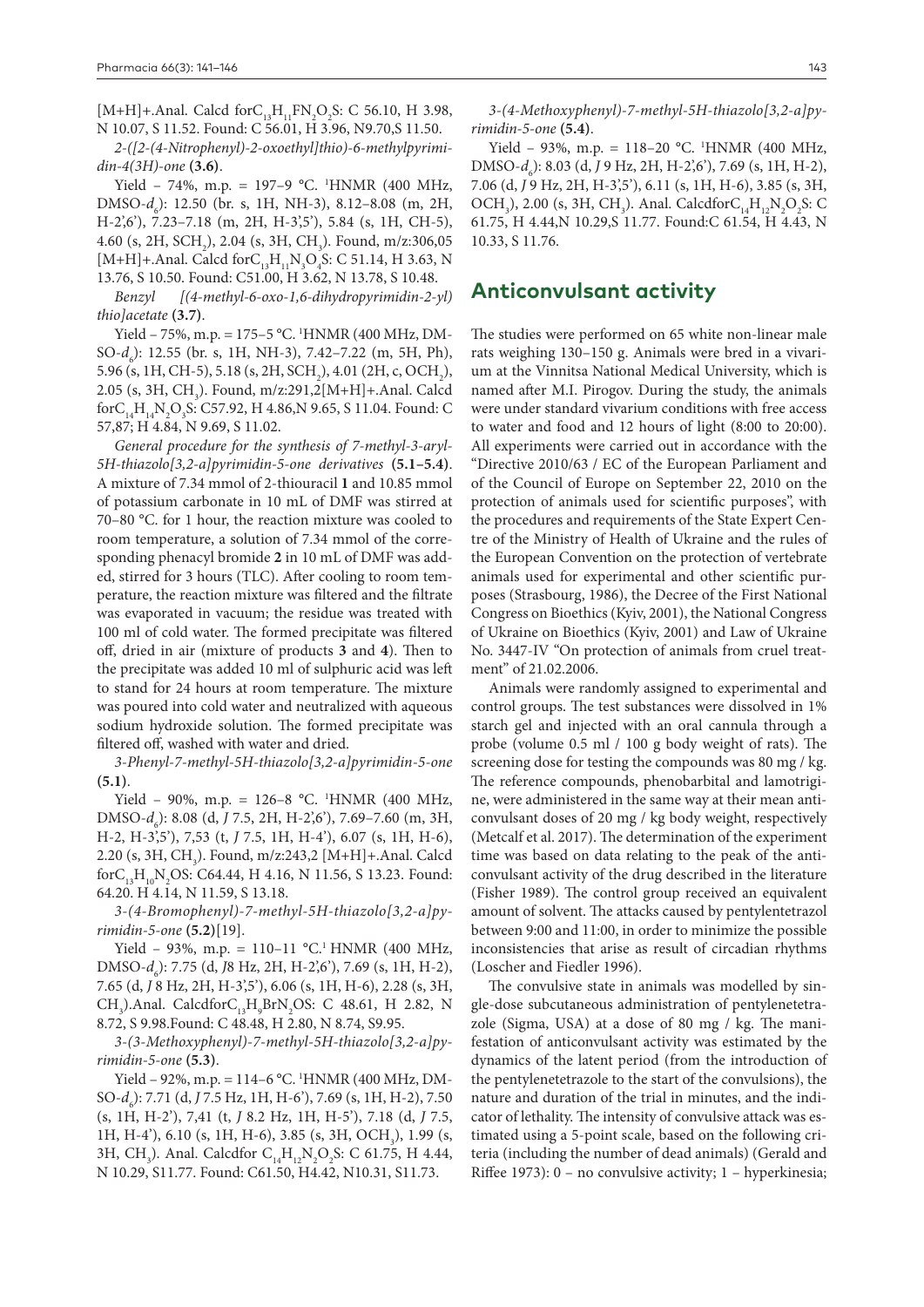[M+H]+.Anal. Calcd for$C_{13}H_{11}FN_2O_2S$: C 56.10, H 3.98, N 10.07, S 11.52. Found: C 56.01, H 3.96, N9.70,S 11.50.

*2-([2-(4-Nitrophenyl)-2-oxoethyl]thio)-6-methylpyrimidin-4(3H)-one* **(3.6)**.

Yield – 74%, m.p. = 197–9 °C. $^1$HNMR (400 MHz, DMSO-$d_6$): 12.50 (br. s, 1H, NH-3), 8.12–8.08 (m, 2H, H-2',6'), 7.23–7.18 (m, 2H, H-3',5'), 5.84 (s, 1H, CH-5), 4.60 (s, 2H, $SCH_2$), 2.04 (s, 3H, $CH_3$). Found, m/z:306,05 [M+H]+.Anal. Calcd for$C_{13}H_{11}N_3O_4S$: C 51.14, H 3.63, N 13.76, S 10.50. Found: C51.00, H 3.62, N 13.78, S 10.48.

*Benzyl [(4-methyl-6-oxo-1,6-dihydropyrimidin-2-yl) thio]acetate* **(3.7)**.

Yield – 75%, m.p. = 175–5 °C. $^1$HNMR (400 MHz, DMSO-$d_6$): 12.55 (br. s, 1H, NH-3), 7.42–7.22 (m, 5H, Ph), 5.96 (s, 1H, CH-5), 5.18 (s, 2H, $SCH_2$), 4.01 (2H, c, $OCH_2$), 2.05 (s, 3H, $CH_3$). Found, m/z:291,2[M+H]+.Anal. Calcd for$C_{14}H_{14}N_2O_3S$: C57.92, H 4.86,N 9.65, S 11.04. Found: C 57,87; H 4.84, N 9.69, S 11.02.

*General procedure for the synthesis of 7-methyl-3-aryl-5H-thiazolo[3,2-a]pyrimidin-5-one derivatives* **(5.1–5.4)**. A mixture of 7.34 mmol of 2-thiouracil **1** and 10.85 mmol of potassium carbonate in 10 mL of DMF was stirred at 70–80 °C. for 1 hour, the reaction mixture was cooled to room temperature, a solution of 7.34 mmol of the corresponding phenacyl bromide **2** in 10 mL of DMF was added, stirred for 3 hours (TLC). After cooling to room temperature, the reaction mixture was filtered and the filtrate was evaporated in vacuum; the residue was treated with 100 ml of cold water. The formed precipitate was filtered off, dried in air (mixture of products **3** and **4**). Then to the precipitate was added 10 ml of sulphuric acid was left to stand for 24 hours at room temperature. The mixture was poured into cold water and neutralized with aqueous sodium hydroxide solution. The formed precipitate was filtered off, washed with water and dried.

*3-Phenyl-7-methyl-5H-thiazolo[3,2-a]pyrimidin-5-one* **(5.1)**.

Yield – 90%, m.p. = 126–8 °C. $^1$HNMR (400 MHz, DMSO-$d_6$): 8.08 (d, *J* 7.5, 2H, H-2',6'), 7.69–7.60 (m, 3H, H-2, H-3',5'), 7,53 (t, *J* 7.5, 1H, H-4'), 6.07 (s, 1H, H-6), 2.20 (s, 3H, $CH_3$). Found, m/z:243,2 [M+H]+.Anal. Calcd for$C_{13}H_{10}N_2OS$: C64.44, H 4.16, N 11.56, S 13.23. Found: 64.20. H 4.14, N 11.59, S 13.18.

*3-(4-Bromophenyl)-7-methyl-5H-thiazolo[3,2-a]pyrimidin-5-one* **(5.2)**[19].

Yield – 93%, m.p. = 110–11 °C.$^1$ HNMR (400 MHz, DMSO-$d_6$): 7.75 (d, *J*8 Hz, 2H, H-2',6'), 7.69 (s, 1H, H-2), 7.65 (d, *J* 8 Hz, 2H, H-3',5'), 6.06 (s, 1H, H-6), 2.28 (s, 3H, $CH_3$).Anal. Calcdfor$C_{13}H_9BrN_2OS$: C 48.61, H 2.82, N 8.72, S 9.98.Found: C 48.48, H 2.80, N 8.74, S9.95.

*3-(3-Methoxyphenyl)-7-methyl-5H-thiazolo[3,2-a]pyrimidin-5-one* **(5.3)**.

Yield – 92%, m.p. = 114–6 °C. $^1$HNMR (400 MHz, DMSO-$d_6$): 7.71 (d, *J* 7.5 Hz, 1H, H-6'), 7.69 (s, 1H, H-2), 7.50 (s, 1H, H-2'), 7,41 (t, *J* 8.2 Hz, 1H, H-5'), 7.18 (d, *J* 7.5, 1H, H-4'), 6.10 (s, 1H, H-6), 3.85 (s, 3H, $OCH_3$), 1.99 (s, 3H, $CH_3$). Anal. Calcdfor $C_{14}H_{12}N_2O_2S$: C 61.75, H 4.44, N 10.29, S11.77. Found: C61.50, H4.42, N10.31, S11.73.

*3-(4-Methoxyphenyl)-7-methyl-5H-thiazolo[3,2-a]pyrimidin-5-one* **(5.4)**.

Yield – 93%, m.p. = 118–20 °C. $^1$HNMR (400 MHz, DMSO-$d_6$): 8.03 (d, *J* 9 Hz, 2H, H-2',6'), 7.69 (s, 1H, H-2), 7.06 (d, *J* 9 Hz, 2H, H-3',5'), 6.11 (s, 1H, H-6), 3.85 (s, 3H, $OCH_3$), 2.00 (s, 3H, $CH_3$). Anal. Calcdfor$C_{14}H_{12}N_2O_2S$: C 61.75, H 4.44,N 10.29,S 11.77. Found:C 61.54, H 4.43, N 10.33, S 11.76.

## Anticonvulsant activity

The studies were performed on 65 white non-linear male rats weighing 130–150 g. Animals were bred in a vivarium at the Vinnitsa National Medical University, which is named after M.I. Pirogov. During the study, the animals were under standard vivarium conditions with free access to water and food and 12 hours of light (8:00 to 20:00). All experiments were carried out in accordance with the "Directive 2010/63 / EC of the European Parliament and of the Council of Europe on September 22, 2010 on the protection of animals used for scientific purposes", with the procedures and requirements of the State Expert Centre of the Ministry of Health of Ukraine and the rules of the European Convention on the protection of vertebrate animals used for experimental and other scientific purposes (Strasbourg, 1986), the Decree of the First National Congress on Bioethics (Kyiv, 2001), the National Congress of Ukraine on Bioethics (Kyiv, 2001) and Law of Ukraine No. 3447-IV "On protection of animals from cruel treatment" of 21.02.2006.

Animals were randomly assigned to experimental and control groups. The test substances were dissolved in 1% starch gel and injected with an oral cannula through a probe (volume 0.5 ml / 100 g body weight of rats). The screening dose for testing the compounds was 80 mg / kg. The reference compounds, phenobarbital and lamotrigine, were administered in the same way at their mean anticonvulsant doses of 20 mg / kg body weight, respectively (Metcalf et al. 2017). The determination of the experiment time was based on data relating to the peak of the anticonvulsant activity of the drug described in the literature (Fisher 1989). The control group received an equivalent amount of solvent. The attacks caused by pentylentetrazol between 9:00 and 11:00, in order to minimize the possible inconsistencies that arise as result of circadian rhythms (Loscher and Fiedler 1996).

The convulsive state in animals was modelled by single-dose subcutaneous administration of pentylenetetrazole (Sigma, USA) at a dose of 80 mg / kg. The manifestation of anticonvulsant activity was estimated by the dynamics of the latent period (from the introduction of the pentylenetetrazole to the start of the convulsions), the nature and duration of the trial in minutes, and the indicator of lethality. The intensity of convulsive attack was estimated using a 5-point scale, based on the following criteria (including the number of dead animals) (Gerald and Riffee 1973): 0 – no convulsive activity; 1 – hyperkinesia;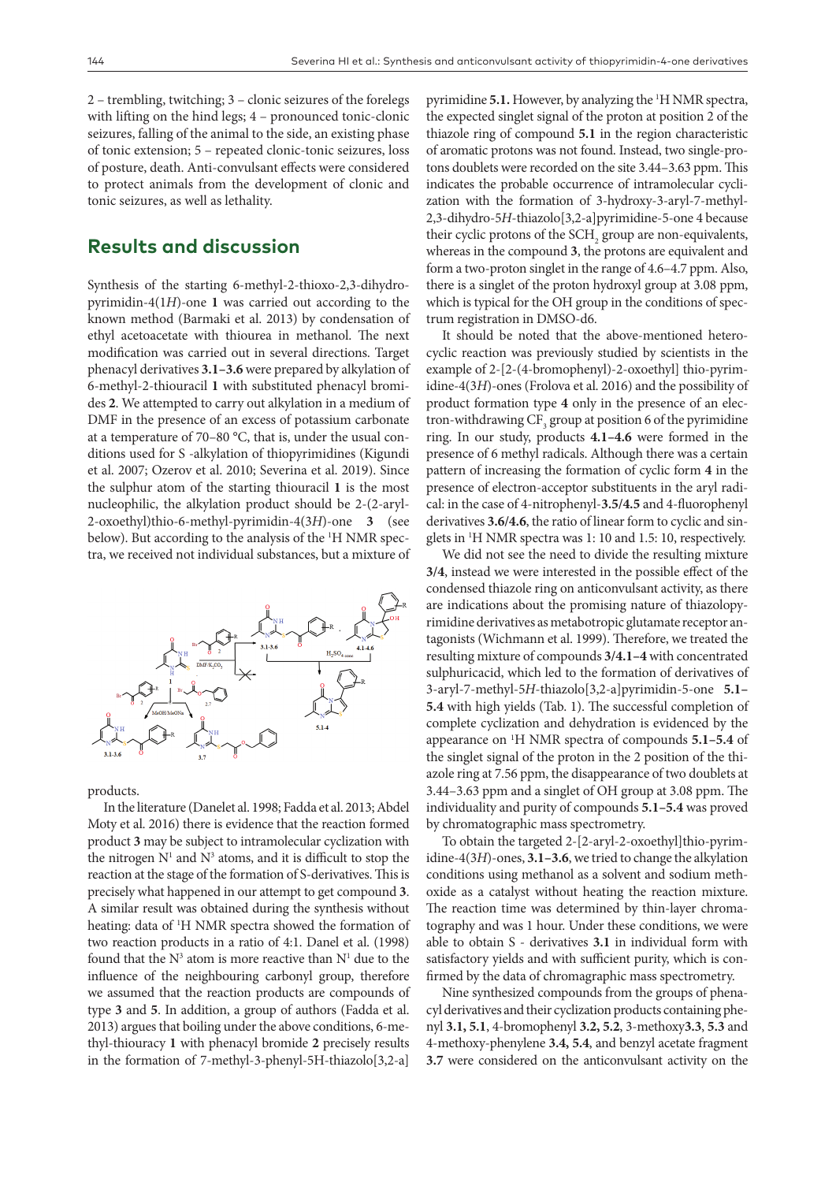2 – trembling, twitching; 3 – clonic seizures of the forelegs with lifting on the hind legs; 4 – pronounced tonic-clonic seizures, falling of the animal to the side, an existing phase of tonic extension; 5 – repeated clonic-tonic seizures, loss of posture, death. Anti-convulsant effects were considered to protect animals from the development of clonic and tonic seizures, as well as lethality.

## Results and discussion

Synthesis of the starting 6-methyl-2-thioxo-2,3-dihydropyrimidin-4(1*H*)-one **1** was carried out according to the known method (Barmaki et al. 2013) by condensation of ethyl acetoacetate with thiourea in methanol. The next modification was carried out in several directions. Target phenacyl derivatives **3.1–3.6** were prepared by alkylation of 6-methyl-2-thiouracil **1** with substituted phenacyl bromides **2**. We attempted to carry out alkylation in a medium of DMF in the presence of an excess of potassium carbonate at a temperature of 70–80 °C, that is, under the usual conditions used for S -alkylation of thiopyrimidines (Kigundi et al. 2007; Ozerov et al. 2010; Severina et al. 2019). Since the sulphur atom of the starting thiouracil **1** is the most nucleophilic, the alkylation product should be 2-(2-aryl-2-oxoethyl)thio-6-methyl-pyrimidin-4(3*H*)-one **3** (see below). But according to the analysis of the [1]H NMR spectra, we received not individual substances, but a mixture of products.

In the literature (Danelet al. 1998; Fadda et al. 2013; Abdel Moty et al. 2016) there is evidence that the reaction formed product **3** may be subject to intramolecular cyclization with the nitrogen $N^1$ and $N^3$ atoms, and it is difficult to stop the reaction at the stage of the formation of S-derivatives. This is precisely what happened in our attempt to get compound **3**. A similar result was obtained during the synthesis without heating: data of [1]H NMR spectra showed the formation of two reaction products in a ratio of 4:1. Danel et al. (1998) found that the $N^3$ atom is more reactive than $N^1$ due to the influence of the neighbouring carbonyl group, therefore we assumed that the reaction products are compounds of type **3** and **5**. In addition, a group of authors (Fadda et al. 2013) argues that boiling under the above conditions, 6-methyl-thiouracy **1** with phenacyl bromide **2** precisely results in the formation of 7-methyl-3-phenyl-5H-thiazolo[3,2-a]pyrimidine **5.1.** However, by analyzing the [1]H NMR spectra, the expected singlet signal of the proton at position 2 of the thiazole ring of compound **5.1** in the region characteristic of aromatic protons was not found. Instead, two single-protons doublets were recorded on the site 3.44–3.63 ppm. This indicates the probable occurrence of intramolecular cyclization with the formation of 3-hydroxy-3-aryl-7-methyl-2,3-dihydro-5*H*-thiazolo[3,2-a]pyrimidine-5-one 4 because their cyclic protons of the $SCH_2$ group are non-equivalents, whereas in the compound **3**, the protons are equivalent and form a two-proton singlet in the range of 4.6–4.7 ppm. Also, there is a singlet of the proton hydroxyl group at 3.08 ppm, which is typical for the OH group in the conditions of spectrum registration in DMSO-d6.

It should be noted that the above-mentioned heterocyclic reaction was previously studied by scientists in the example of 2-[2-(4-bromophenyl)-2-oxoethyl] thio-pyrimidine-4(3*H*)-ones (Frolova et al. 2016) and the possibility of product formation type **4** only in the presence of an electron-withdrawing $CF_3$ group at position 6 of the pyrimidine ring. In our study, products **4.1–4.6** were formed in the presence of 6 methyl radicals. Although there was a certain pattern of increasing the formation of cyclic form **4** in the presence of electron-acceptor substituents in the aryl radical: in the case of 4-nitrophenyl-**3.5/4.5** and 4-fluorophenyl derivatives **3.6/4.6**, the ratio of linear form to cyclic and singlets in [1]H NMR spectra was 1: 10 and 1.5: 10, respectively.

We did not see the need to divide the resulting mixture **3/4**, instead we were interested in the possible effect of the condensed thiazole ring on anticonvulsant activity, as there are indications about the promising nature of thiazolopyrimidine derivatives as metabotropic glutamate receptor antagonists (Wichmann et al. 1999). Therefore, we treated the resulting mixture of compounds **3/4.1–4** with concentrated sulphuricacid, which led to the formation of derivatives of 3-aryl-7-methyl-5*H*-thiazolo[3,2-a]pyrimidin-5-one **5.1–5.4** with high yields (Tab. 1). The successful completion of complete cyclization and dehydration is evidenced by the appearance on [1]H NMR spectra of compounds **5.1–5.4** of the singlet signal of the proton in the 2 position of the thiazole ring at 7.56 ppm, the disappearance of two doublets at 3.44–3.63 ppm and a singlet of OH group at 3.08 ppm. The individuality and purity of compounds **5.1–5.4** was proved by chromatographic mass spectrometry.

To obtain the targeted 2-[2-aryl-2-oxoethyl]thio-pyrimidine-4(3*H*)-ones, **3.1–3.6**, we tried to change the alkylation conditions using methanol as a solvent and sodium methoxide as a catalyst without heating the reaction mixture. The reaction time was determined by thin-layer chromatography and was 1 hour. Under these conditions, we were able to obtain S - derivatives **3.1** in individual form with satisfactory yields and with sufficient purity, which is confirmed by the data of chromatographic mass spectrometry.

Nine synthesized compounds from the groups of phenacyl derivatives and their cyclization products containing phenyl **3.1, 5.1**, 4-bromophenyl **3.2, 5.2**, 3-methoxy**3.3**, **5.3** and 4-methoxy-phenylene **3.4, 5.4**, and benzyl acetate fragment **3.7** were considered on the anticonvulsant activity on the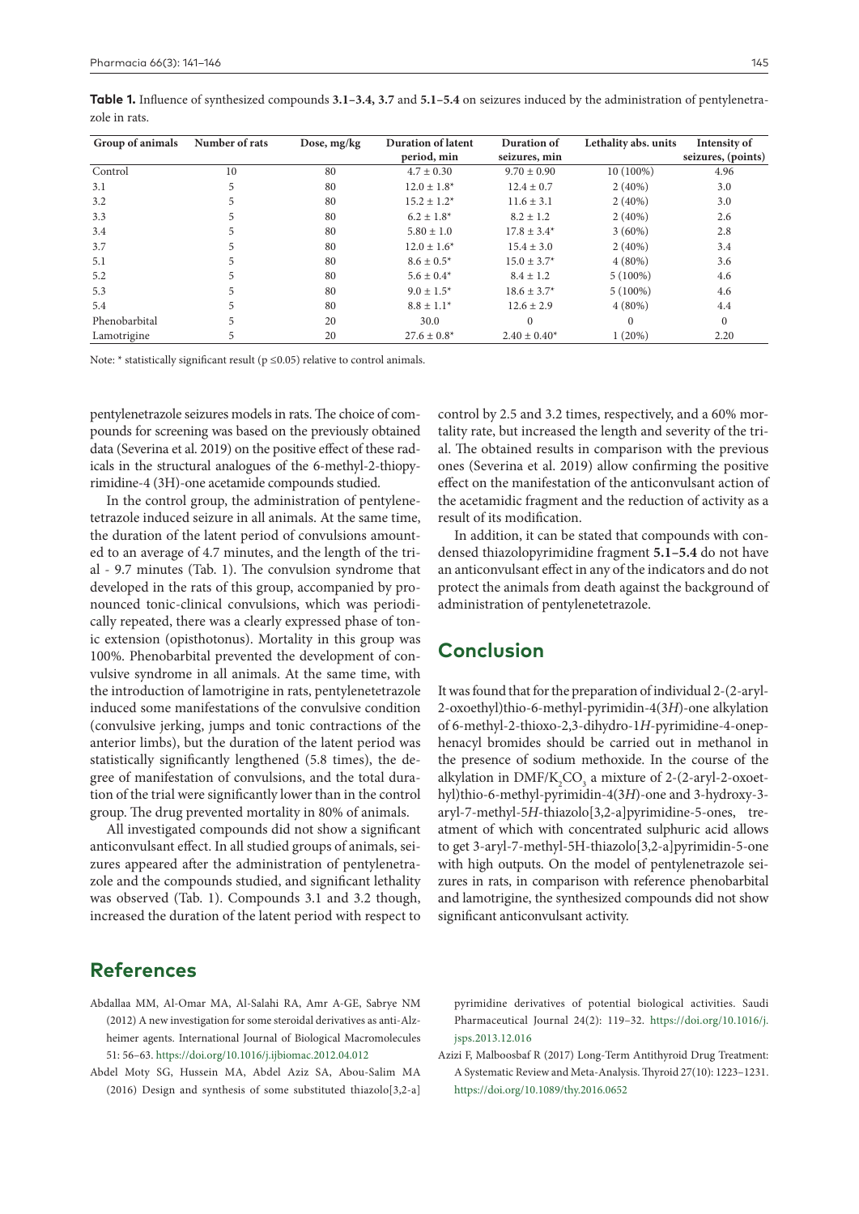**Table 1.** Influence of synthesized compounds **3.1–3.4, 3.7** and **5.1–5.4** on seizures induced by the administration of pentylenetrazole in rats.

| Group of animals | Number of rats | Dose, mg/kg | Duration of latent period, min | Duration of seizures, min | Lethality abs. units | Intensity of seizures, (points) |
|---|---|---|---|---|---|---|
| Control | 10 | 80 | 4.7 ± 0.30 | 9.70 ± 0.90 | 10 (100%) | 4.96 |
| 3.1 | 5 | 80 | 12.0 ± 1.8* | 12.4 ± 0.7 | 2 (40%) | 3.0 |
| 3.2 | 5 | 80 | 15.2 ± 1.2* | 11.6 ± 3.1 | 2 (40%) | 3.0 |
| 3.3 | 5 | 80 | 6.2 ± 1.8* | 8.2 ± 1.2 | 2 (40%) | 2.6 |
| 3.4 | 5 | 80 | 5.80 ± 1.0 | 17.8 ± 3.4* | 3 (60%) | 2.8 |
| 3.7 | 5 | 80 | 12.0 ± 1.6* | 15.4 ± 3.0 | 2 (40%) | 3.4 |
| 5.1 | 5 | 80 | 8.6 ± 0.5* | 15.0 ± 3.7* | 4 (80%) | 3.6 |
| 5.2 | 5 | 80 | 5.6 ± 0.4* | 8.4 ± 1.2 | 5 (100%) | 4.6 |
| 5.3 | 5 | 80 | 9.0 ± 1.5* | 18.6 ± 3.7* | 5 (100%) | 4.6 |
| 5.4 | 5 | 80 | 8.8 ± 1.1* | 12.6 ± 2.9 | 4 (80%) | 4.4 |
| Phenobarbital | 5 | 20 | 30.0 | 0 | 0 | 0 |
| Lamotrigine | 5 | 20 | 27.6 ± 0.8* | 2.40 ± 0.40* | 1 (20%) | 2.20 |

Note: * statistically significant result ($p \leq 0.05$) relative to control animals.

pentylenetrazole seizures models in rats. The choice of compounds for screening was based on the previously obtained data (Severina et al. 2019) on the positive effect of these radicals in the structural analogues of the 6-methyl-2-thiopyrimidine-4 (3H)-one acetamide compounds studied.

In the control group, the administration of pentylenetetrazole induced seizure in all animals. At the same time, the duration of the latent period of convulsions amounted to an average of 4.7 minutes, and the length of the trial - 9.7 minutes (Tab. 1). The convulsion syndrome that developed in the rats of this group, accompanied by pronounced tonic-clinical convulsions, which was periodically repeated, there was a clearly expressed phase of tonic extension (opisthotonus). Mortality in this group was 100%. Phenobarbital prevented the development of convulsive syndrome in all animals. At the same time, with the introduction of lamotrigine in rats, pentylenetetrazole induced some manifestations of the convulsive condition (convulsive jerking, jumps and tonic contractions of the anterior limbs), but the duration of the latent period was statistically significantly lengthened (5.8 times), the degree of manifestation of convulsions, and the total duration of the trial were significantly lower than in the control group. The drug prevented mortality in 80% of animals.

All investigated compounds did not show a significant anticonvulsant effect. In all studied groups of animals, seizures appeared after the administration of pentylenetrazole and the compounds studied, and significant lethality was observed (Tab. 1). Compounds 3.1 and 3.2 though, increased the duration of the latent period with respect to control by 2.5 and 3.2 times, respectively, and a 60% mortality rate, but increased the length and severity of the trial. The obtained results in comparison with the previous ones (Severina et al. 2019) allow confirming the positive effect on the manifestation of the anticonvulsant action of the acetamidic fragment and the reduction of activity as a result of its modification.

In addition, it can be stated that compounds with condensed thiazolopyrimidine fragment **5.1–5.4** do not have an anticonvulsant effect in any of the indicators and do not protect the animals from death against the background of administration of pentylenetetrazole.

## Conclusion

It was found that for the preparation of individual 2-(2-aryl-2-oxoethyl)thio-6-methyl-pyrimidin-4(3*H*)-one alkylation of 6-methyl-2-thioxo-2,3-dihydro-1*H*-pyrimidine-4-onephenacyl bromides should be carried out in methanol in the presence of sodium methoxide. In the course of the alkylation in DMF/$K_2CO_3$ a mixture of 2-(2-aryl-2-oxoethyl)thio-6-methyl-pyrimidin-4(3*H*)-one and 3-hydroxy-3-aryl-7-methyl-5*H*-thiazolo[3,2-a]pyrimidine-5-ones, treatment of which with concentrated sulphuric acid allows to get 3-aryl-7-methyl-5H-thiazolo[3,2-a]pyrimidin-5-one with high outputs. On the model of pentylenetrazole seizures in rats, in comparison with reference phenobarbital and lamotrigine, the synthesized compounds did not show significant anticonvulsant activity.

## References

Abdallaa MM, Al-Omar MA, Al-Salahi RA, Amr A-GE, Sabrye NM (2012) A new investigation for some steroidal derivatives as anti-Alzheimer agents. International Journal of Biological Macromolecules 51: 56–63. https://doi.org/10.1016/j.ijbiomac.2012.04.012

Abdel Moty SG, Hussein MA, Abdel Aziz SA, Abou-Salim MA (2016) Design and synthesis of some substituted thiazolo[3,2-a]pyrimidine derivatives of potential biological activities. Saudi Pharmaceutical Journal 24(2): 119–32. https://doi.org/10.1016/j.jsps.2013.12.016

Azizi F, Malboosbaf R (2017) Long-Term Antithyroid Drug Treatment: A Systematic Review and Meta-Analysis. Thyroid 27(10): 1223–1231. https://doi.org/10.1089/thy.2016.0652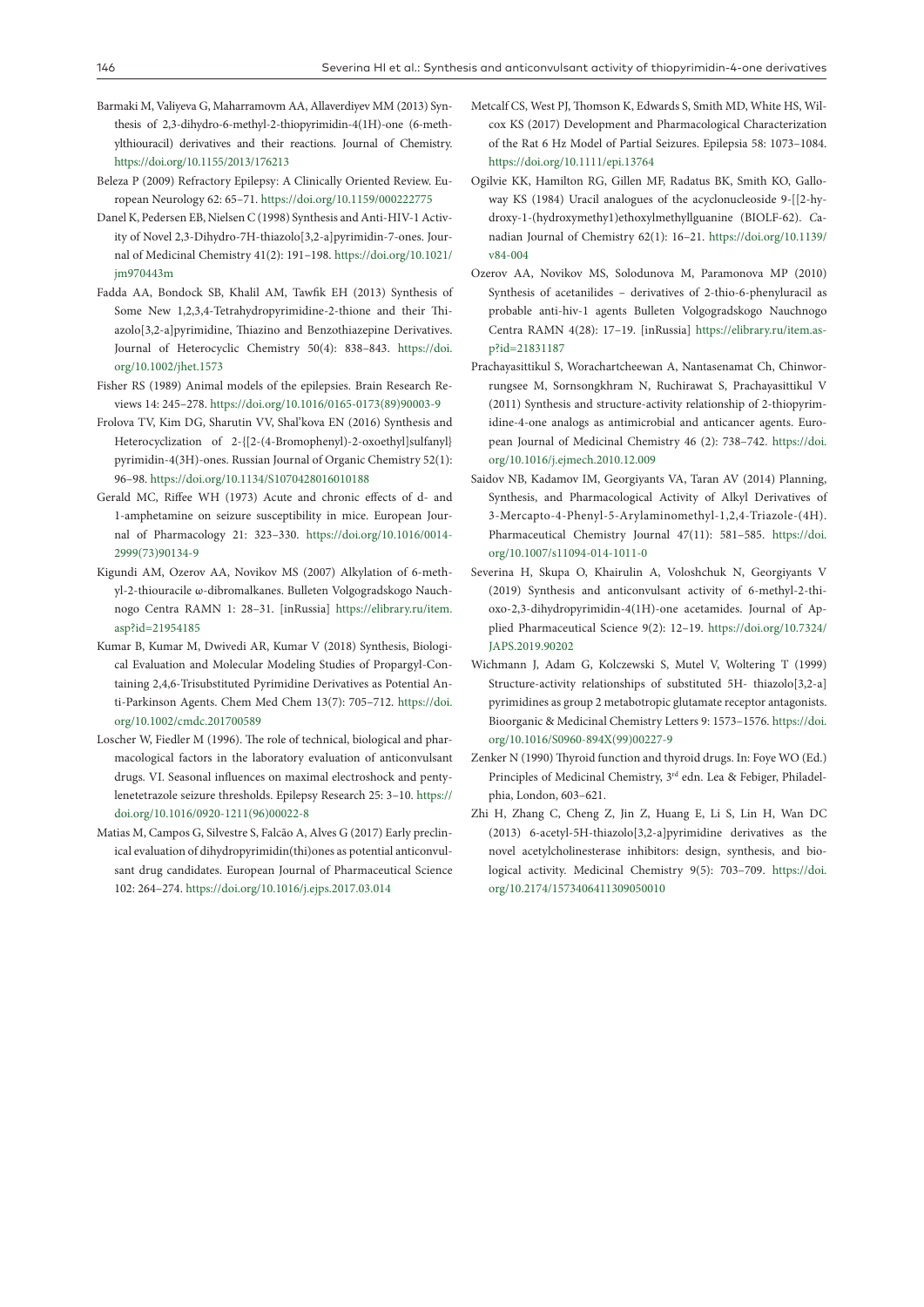Barmaki M, Valiyeva G, Maharramovm AA, Allaverdiyev MM (2013) Synthesis of 2,3-dihydro-6-methyl-2-thiopyrimidin-4(1H)-one (6-methylthiouracil) derivatives and their reactions. Journal of Chemistry. https://doi.org/10.1155/2013/176213

Beleza P (2009) Refractory Epilepsy: A Clinically Oriented Review. European Neurology 62: 65–71. https://doi.org/10.1159/000222775

Danel K, Pedersen EB, Nielsen C (1998) Synthesis and Anti-HIV-1 Activity of Novel 2,3-Dihydro-7H-thiazolo[3,2-a]pyrimidin-7-ones. Journal of Medicinal Chemistry 41(2): 191–198. https://doi.org/10.1021/jm970443m

Fadda AA, Bondock SB, Khalil AM, Tawfik EH (2013) Synthesis of Some New 1,2,3,4-Tetrahydropyrimidine-2-thione and their Thiazolo[3,2-a]pyrimidine, Thiazino and Benzothiazepine Derivatives. Journal of Heterocyclic Chemistry 50(4): 838–843. https://doi.org/10.1002/jhet.1573

Fisher RS (1989) Animal models of the epilepsies. Brain Research Reviews 14: 245–278. https://doi.org/10.1016/0165-0173(89)90003-9

Frolova TV, Kim DG, Sharutin VV, Shal'kova EN (2016) Synthesis and Heterocyclization of 2-{[2-(4-Bromophenyl)-2-oxoethyl]sulfanyl} pyrimidin-4(3H)-ones. Russian Journal of Organic Chemistry 52(1): 96–98. https://doi.org/10.1134/S1070428016010188

Gerald MC, Riffee WH (1973) Acute and chronic effects of d- and 1-amphetamine on seizure susceptibility in mice. European Journal of Pharmacology 21: 323–330. https://doi.org/10.1016/0014-2999(73)90134-9

Kigundi AM, Ozerov AA, Novikov MS (2007) Alkylation of 6-methyl-2-thiouracile ω-dibromalkanes. Bulleten Volgogradskogo Nauchnogo Centra RAMN 1: 28–31. [inRussia] https://elibrary.ru/item.asp?id=21954185

Kumar B, Kumar M, Dwivedi AR, Kumar V (2018) Synthesis, Biological Evaluation and Molecular Modeling Studies of Propargyl-Containing 2,4,6-Trisubstituted Pyrimidine Derivatives as Potential Anti-Parkinson Agents. Chem Med Chem 13(7): 705–712. https://doi.org/10.1002/cmdc.201700589

Loscher W, Fiedler M (1996). The role of technical, biological and pharmacological factors in the laboratory evaluation of anticonvulsant drugs. VI. Seasonal influences on maximal electroshock and pentylenetetrazole seizure thresholds. Epilepsy Research 25: 3–10. https://doi.org/10.1016/0920-1211(96)00022-8

Matias M, Campos G, Silvestre S, Falcão A, Alves G (2017) Early preclinical evaluation of dihydropyrimidin(thi)ones as potential anticonvulsant drug candidates. European Journal of Pharmaceutical Science 102: 264–274. https://doi.org/10.1016/j.ejps.2017.03.014

Metcalf CS, West PJ, Thomson K, Edwards S, Smith MD, White HS, Wilcox KS (2017) Development and Pharmacological Characterization of the Rat 6 Hz Model of Partial Seizures. Epilepsia 58: 1073–1084. https://doi.org/10.1111/epi.13764

Ogilvie KK, Hamilton RG, Gillen MF, Radatus BK, Smith KO, Galloway KS (1984) Uracil analogues of the acyclonucleoside 9-[[2-hydroxy-1-(hydroxymethy1)ethoxylmethyllguanine (BIOLF-62). Canadian Journal of Chemistry 62(1): 16–21. https://doi.org/10.1139/v84-004

Ozerov AA, Novikov MS, Solodunova M, Paramonova MP (2010) Synthesis of acetanilides – derivatives of 2-thio-6-phenyluracil as probable anti-hiv-1 agents Bulleten Volgogradskogo Nauchnogo Centra RAMN 4(28): 17–19. [inRussia] https://elibrary.ru/item.asp?id=21831187

Prachayasittikul S, Worachartcheewan A, Nantasenamat Ch, Chinworrungsee M, Sornsongkhram N, Ruchirawat S, Prachayasittikul V (2011) Synthesis and structure-activity relationship of 2-thiopyrimidine-4-one analogs as antimicrobial and anticancer agents. European Journal of Medicinal Chemistry 46 (2): 738–742. https://doi.org/10.1016/j.ejmech.2010.12.009

Saidov NB, Kadamov IM, Georgiyants VA, Taran AV (2014) Planning, Synthesis, and Pharmacological Activity of Alkyl Derivatives of 3-Mercapto-4-Phenyl-5-Arylaminomethyl-1,2,4-Triazole-(4H). Pharmaceutical Chemistry Journal 47(11): 581–585. https://doi.org/10.1007/s11094-014-1011-0

Severina H, Skupa O, Khairulin A, Voloshchuk N, Georgiyants V (2019) Synthesis and anticonvulsant activity of 6-methyl-2-thioxo-2,3-dihydropyrimidin-4(1H)-one acetamides. Journal of Applied Pharmaceutical Science 9(2): 12–19. https://doi.org/10.7324/JAPS.2019.90202

Wichmann J, Adam G, Kolczewski S, Mutel V, Woltering T (1999) Structure-activity relationships of substituted 5H- thiazolo[3,2-a] pyrimidines as group 2 metabotropic glutamate receptor antagonists. Bioorganic & Medicinal Chemistry Letters 9: 1573–1576. https://doi.org/10.1016/S0960-894X(99)00227-9

Zenker N (1990) Thyroid function and thyroid drugs. In: Foye WO (Ed.) Principles of Medicinal Chemistry, 3rd edn. Lea & Febiger, Philadelphia, London, 603–621.

Zhi H, Zhang C, Cheng Z, Jin Z, Huang E, Li S, Lin H, Wan DC (2013) 6-acetyl-5H-thiazolo[3,2-a]pyrimidine derivatives as the novel acetylcholinesterase inhibitors: design, synthesis, and biological activity. Medicinal Chemistry 9(5): 703–709. https://doi.org/10.2174/1573406411309050010